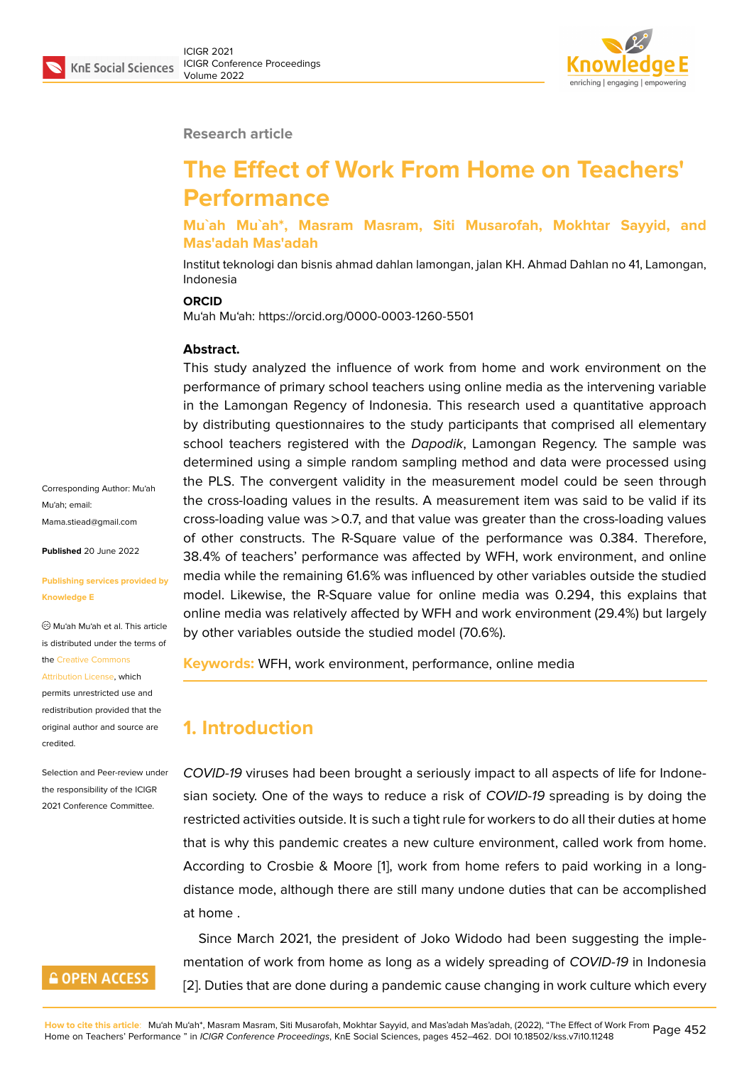Research article

# The Effect of Work From Home on Teachers' Performance

**Mu`ah Mu`ah*, Masram Masram, Siti Musarofah, Mokhtar Sayyid, and Mas'adah Mas'adah**

Institut teknologi dan bisnis ahmad dahlan lamongan, jalan KH. Ahmad Dahlan no 41, Lamongan, Indonesia

**ORCID**

Mu'ah Mu'ah: https://orcid.org/0000-0003-1260-5501

Corresponding Author: Mu'ah Mu'ah; email: Mama.stiead@gmail.com

**Published** 20 June 2022

**Publishing services provided by Knowledge E**

© Mu'ah Mu'ah et al. This article is distributed under the terms of the Creative Commons Attribution License, which permits unrestricted use and redistribution provided that the original author and source are credited.

Selection and Peer-review under the responsibility of the ICIGR 2021 Conference Committee.

**Abstract.**

This study analyzed the influence of work from home and work environment on the performance of primary school teachers using online media as the intervening variable in the Lamongan Regency of Indonesia. This research used a quantitative approach by distributing questionnaires to the study participants that comprised all elementary school teachers registered with the *Dapodik*, Lamongan Regency. The sample was determined using a simple random sampling method and data were processed using the PLS. The convergent validity in the measurement model could be seen through the cross-loading values in the results. A measurement item was said to be valid if its cross-loading value was >0.7, and that value was greater than the cross-loading values of other constructs. The R-Square value of the performance was 0.384. Therefore, 38.4% of teachers' performance was affected by WFH, work environment, and online media while the remaining 61.6% was influenced by other variables outside the studied model. Likewise, the R-Square value for online media was 0.294, this explains that online media was relatively affected by WFH and work environment (29.4%) but largely by other variables outside the studied model (70.6%).

**Keywords:** WFH, work environment, performance, online media

## 1. Introduction

*COVID-19* viruses had been brought a seriously impact to all aspects of life for Indonesian society. One of the ways to reduce a risk of *COVID-19* spreading is by doing the restricted activities outside. It is such a tight rule for workers to do all their duties at home that is why this pandemic creates a new culture environment, called work from home. According to Crosbie & Moore [1], work from home refers to paid working in a long-distance mode, although there are still many undone duties that can be accomplished at home .

Since March 2021, the president of Joko Widodo had been suggesting the implementation of work from home as long as a widely spreading of *COVID-19* in Indonesia [2]. Duties that are done during a pandemic cause changing in work culture which every

**How to cite this article:** Mu'ah Mu'ah*, Masram Masram, Siti Musarofah, Mokhtar Sayyid, and Mas'adah Mas'adah, (2022), "The Effect of Work From Home on Teachers' Performance " in *ICIGR Conference Proceedings*, KnE Social Sciences, pages 452–462. DOI 10.18502/kss.v7i10.11248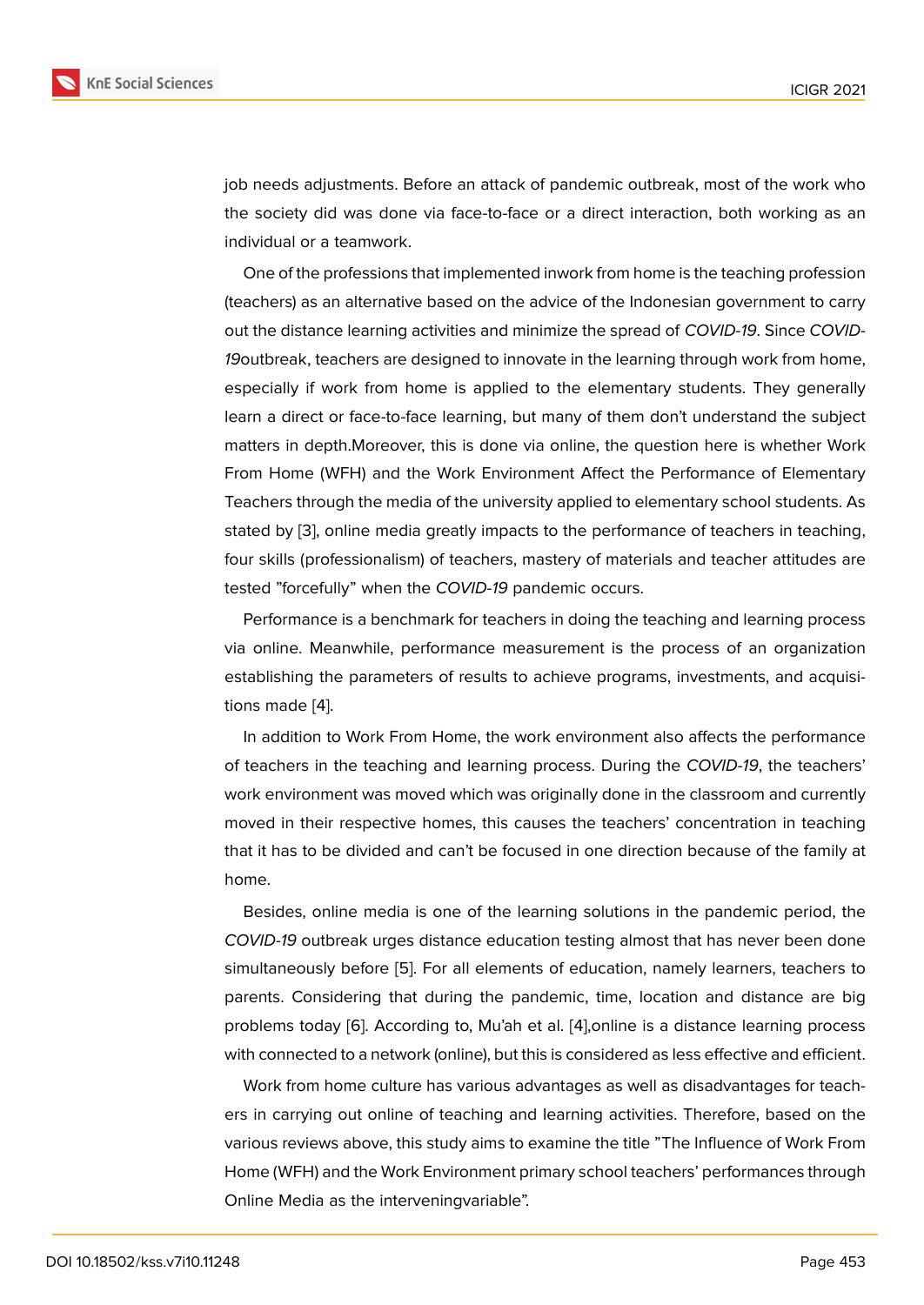job needs adjustments. Before an attack of pandemic outbreak, most of the work who the society did was done via face-to-face or a direct interaction, both working as an individual or a teamwork.

One of the professions that implemented inwork from home is the teaching profession (teachers) as an alternative based on the advice of the Indonesian government to carry out the distance learning activities and minimize the spread of *COVID-19*. Since *COVID-19*outbreak, teachers are designed to innovate in the learning through work from home, especially if work from home is applied to the elementary students. They generally learn a direct or face-to-face learning, but many of them don't understand the subject matters in depth.Moreover, this is done via online, the question here is whether Work From Home (WFH) and the Work Environment Affect the Performance of Elementary Teachers through the media of the university applied to elementary school students. As stated by [3], online media greatly impacts to the performance of teachers in teaching, four skills (professionalism) of teachers, mastery of materials and teacher attitudes are tested "forcefully" when the *COVID-19* pandemic occurs.

Performance is a benchmark for teachers in doing the teaching and learning process via online. Meanwhile, performance measurement is the process of an organization establishing the parameters of results to achieve programs, investments, and acquisitions made [4].

In addition to Work From Home, the work environment also affects the performance of teachers in the teaching and learning process. During the *COVID-19*, the teachers' work environment was moved which was originally done in the classroom and currently moved in their respective homes, this causes the teachers' concentration in teaching that it has to be divided and can't be focused in one direction because of the family at home.

Besides, online media is one of the learning solutions in the pandemic period, the *COVID-19* outbreak urges distance education testing almost that has never been done simultaneously before [5]. For all elements of education, namely learners, teachers to parents. Considering that during the pandemic, time, location and distance are big problems today [6]. According to, Mu'ah et al. [4],online is a distance learning process with connected to a network (online), but this is considered as less effective and efficient.

Work from home culture has various advantages as well as disadvantages for teachers in carrying out online of teaching and learning activities. Therefore, based on the various reviews above, this study aims to examine the title "The Influence of Work From Home (WFH) and the Work Environment primary school teachers' performances through Online Media as the interveningvariable".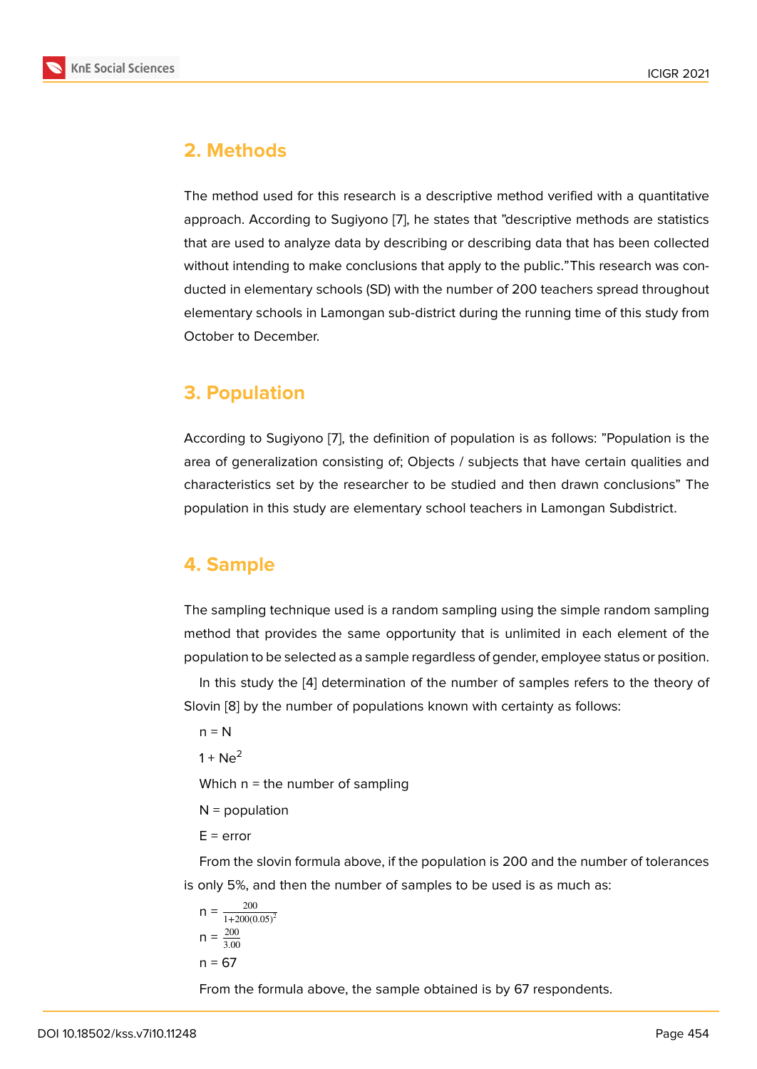## 2. Methods

The method used for this research is a descriptive method verified with a quantitative approach. According to Sugiyono [7], he states that "descriptive methods are statistics that are used to analyze data by describing or describing data that has been collected without intending to make conclusions that apply to the public."This research was conducted in elementary schools (SD) with the number of 200 teachers spread throughout elementary schools in Lamongan sub-district during the running time of this study from October to December.

## 3. Population

According to Sugiyono [7], the definition of population is as follows: "Population is the area of generalization consisting of; Objects / subjects that have certain qualities and characteristics set by the researcher to be studied and then drawn conclusions" The population in this study are elementary school teachers in Lamongan Subdistrict.

## 4. Sample

The sampling technique used is a random sampling using the simple random sampling method that provides the same opportunity that is unlimited in each element of the population to be selected as a sample regardless of gender, employee status or position.

In this study the [4] determination of the number of samples refers to the theory of Slovin [8] by the number of populations known with certainty as follows:

n = N

$1 + Ne^2$

Which n = the number of sampling

N = population

E = error

From the slovin formula above, if the population is 200 and the number of tolerances is only 5%, and then the number of samples to be used is as much as:

$$n = \frac{200}{1+200(0.05)^2}$$

$$n = \frac{200}{3.00}$$

n = 67

From the formula above, the sample obtained is by 67 respondents.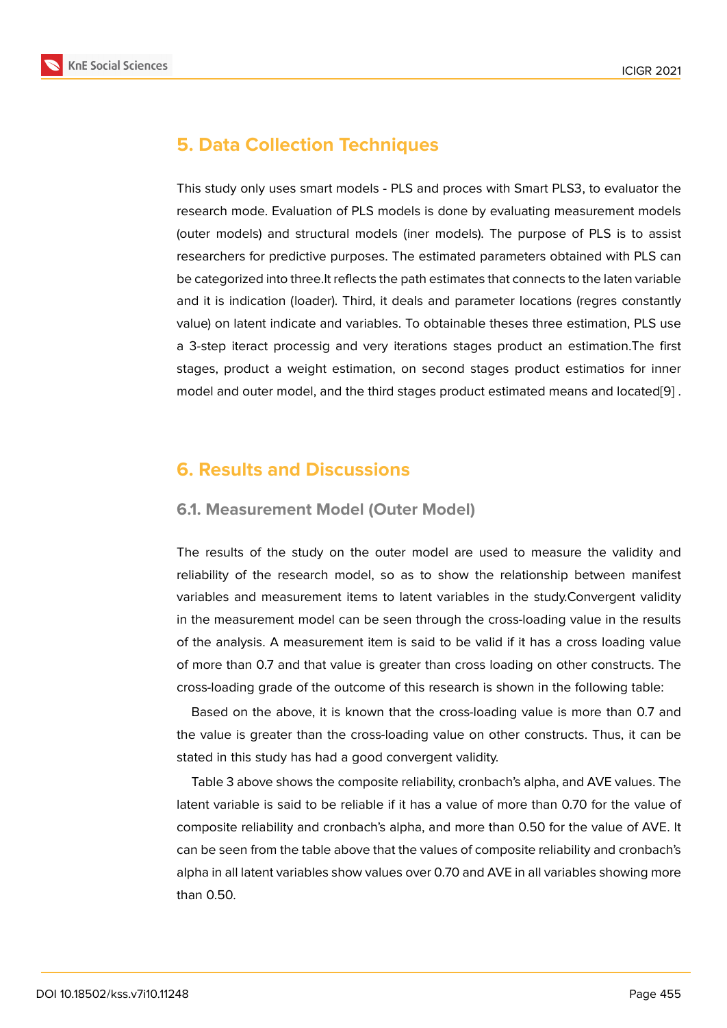## 5. Data Collection Techniques

This study only uses smart models - PLS and proces with Smart PLS3, to evaluator the research mode. Evaluation of PLS models is done by evaluating measurement models (outer models) and structural models (iner models). The purpose of PLS is to assist researchers for predictive purposes. The estimated parameters obtained with PLS can be categorized into three.It reflects the path estimates that connects to the laten variable and it is indication (loader). Third, it deals and parameter locations (regres constantly value) on latent indicate and variables. To obtainable theses three estimation, PLS use a 3-step iteract processig and very iterations stages product an estimation.The first stages, product a weight estimation, on second stages product estimatios for inner model and outer model, and the third stages product estimated means and located[9] .

## 6. Results and Discussions

### 6.1. Measurement Model (Outer Model)

The results of the study on the outer model are used to measure the validity and reliability of the research model, so as to show the relationship between manifest variables and measurement items to latent variables in the study.Convergent validity in the measurement model can be seen through the cross-loading value in the results of the analysis. A measurement item is said to be valid if it has a cross loading value of more than 0.7 and that value is greater than cross loading on other constructs. The cross-loading grade of the outcome of this research is shown in the following table:

Based on the above, it is known that the cross-loading value is more than 0.7 and the value is greater than the cross-loading value on other constructs. Thus, it can be stated in this study has had a good convergent validity.

Table 3 above shows the composite reliability, cronbach's alpha, and AVE values. The latent variable is said to be reliable if it has a value of more than 0.70 for the value of composite reliability and cronbach's alpha, and more than 0.50 for the value of AVE. It can be seen from the table above that the values of composite reliability and cronbach's alpha in all latent variables show values over 0.70 and AVE in all variables showing more than 0.50.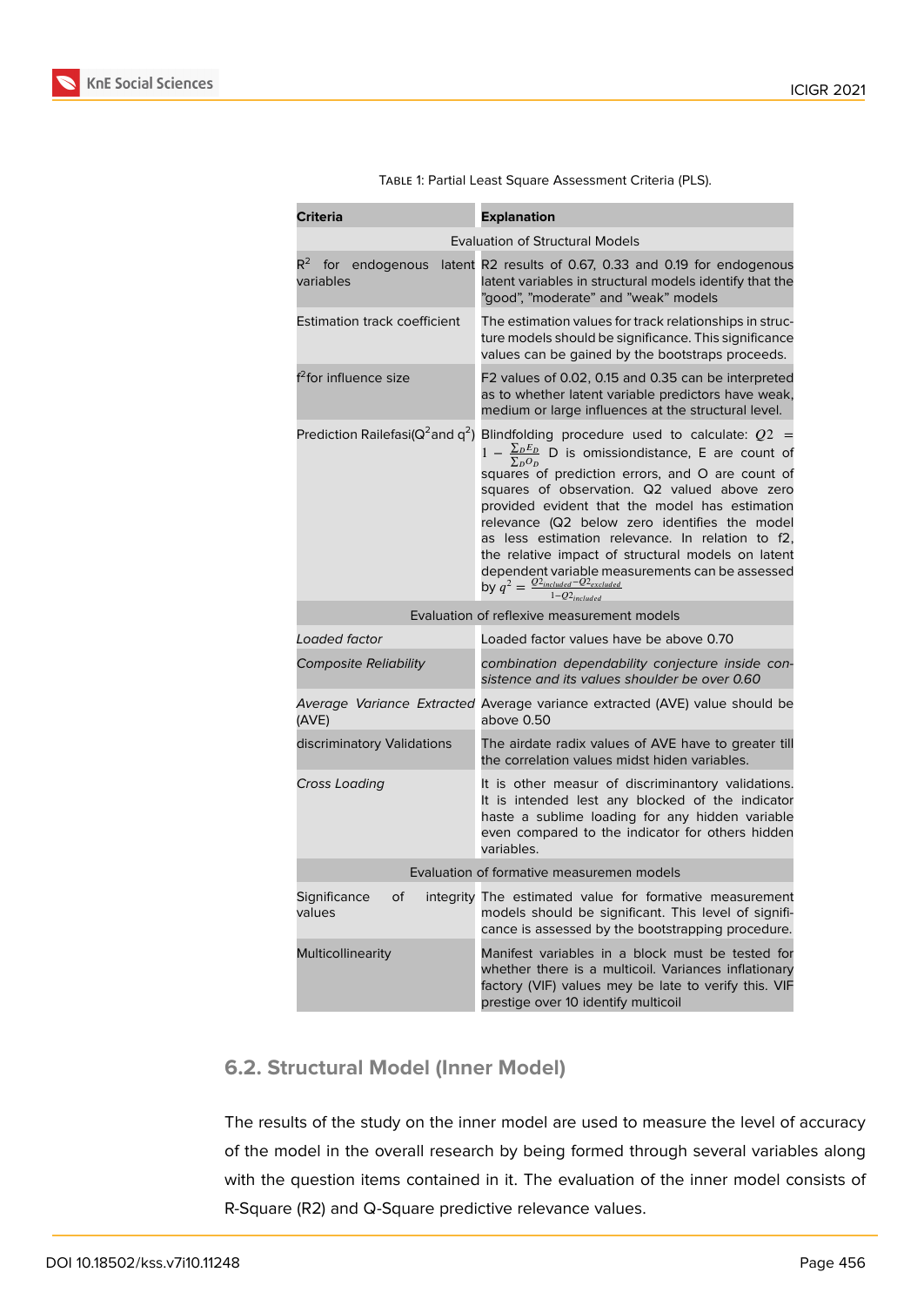Table 1: Partial Least Square Assessment Criteria (PLS).

| **Criteria** | **Explanation** |
|---|---|
| Evaluation of Structural Models | |
| $R^2$ for endogenous latent variables | R2 results of 0.67, 0.33 and 0.19 for endogenous latent variables in structural models identify that the "good", "moderate" and "weak" models |
| Estimation track coefficient | The estimation values for track relationships in structure models should be significance. This significance values can be gained by the bootstraps proceeds. |
| $f^2$for influence size | F2 values of 0.02, 0.15 and 0.35 can be interpreted as to whether latent variable predictors have weak, medium or large influences at the structural level. |
| Prediction Railefasi($Q^2$and $q^2$) | Blindfolding procedure used to calculate: $Q2 = 1 - \frac{\sum_D E_D}{\sum_D O_D}$ D is omissiondistance, E are count of squares of prediction errors, and O are count of squares of observation. Q2 valued above zero provided evident that the model has estimation relevance (Q2 below zero identifies the model as less estimation relevance. In relation to f2, the relative impact of structural models on latent dependent variable measurements can be assessed by $q^2 = \frac{Q2_{included} - Q2_{excluded}}{1 - Q2_{included}}$ |
| Evaluation of reflexive measurement models | |
| *Loaded factor* | Loaded factor values have be above 0.70 |
| *Composite Reliability* | *combination dependability conjecture inside consistence and its values shoulder be over 0.60* |
| *Average Variance Extracted* (AVE) | Average variance extracted (AVE) value should be above 0.50 |
| discriminatory Validations | The airdate radix values of AVE have to greater till the correlation values midst hiden variables. |
| *Cross Loading* | It is other measur of discriminantory validations. It is intended lest any blocked of the indicator haste a sublime loading for any hidden variable even compared to the indicator for others hidden variables. |
| Evaluation of formative measuremen models | |
| Significance of integrity values | The estimated value for formative measurement models should be significant. This level of significance is assessed by the bootstrapping procedure. |
| Multicollinearity | Manifest variables in a block must be tested for whether there is a multicoil. Variances inflationary factory (VIF) values mey be late to verify this. VIF prestige over 10 identify multicoil |

## 6.2. Structural Model (Inner Model)

The results of the study on the inner model are used to measure the level of accuracy of the model in the overall research by being formed through several variables along with the question items contained in it. The evaluation of the inner model consists of R-Square (R2) and Q-Square predictive relevance values.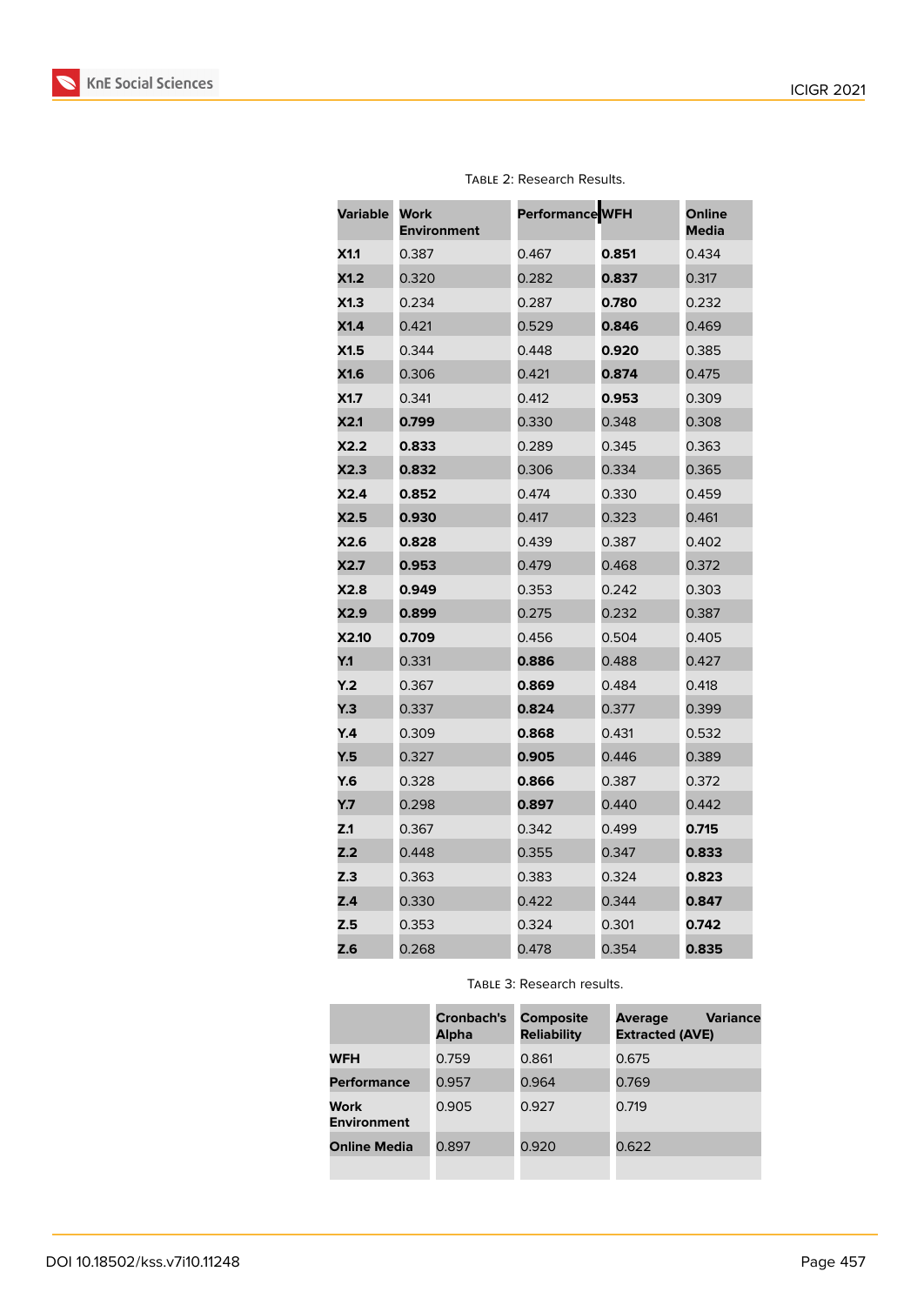Table 2: Research Results.

| Variable | Work Environment | Performance | WFH | Online Media |
|---|---|---|---|---|
| **X1.1** | 0.387 | 0.467 | **0.851** | 0.434 |
| **X1.2** | 0.320 | 0.282 | **0.837** | 0.317 |
| **X1.3** | 0.234 | 0.287 | **0.780** | 0.232 |
| **X1.4** | 0.421 | 0.529 | **0.846** | 0.469 |
| **X1.5** | 0.344 | 0.448 | **0.920** | 0.385 |
| **X1.6** | 0.306 | 0.421 | **0.874** | 0.475 |
| **X1.7** | 0.341 | 0.412 | **0.953** | 0.309 |
| **X2.1** | **0.799** | 0.330 | 0.348 | 0.308 |
| **X2.2** | **0.833** | 0.289 | 0.345 | 0.363 |
| **X2.3** | **0.832** | 0.306 | 0.334 | 0.365 |
| **X2.4** | **0.852** | 0.474 | 0.330 | 0.459 |
| **X2.5** | **0.930** | 0.417 | 0.323 | 0.461 |
| **X2.6** | **0.828** | 0.439 | 0.387 | 0.402 |
| **X2.7** | **0.953** | 0.479 | 0.468 | 0.372 |
| **X2.8** | **0.949** | 0.353 | 0.242 | 0.303 |
| **X2.9** | **0.899** | 0.275 | 0.232 | 0.387 |
| **X2.10** | **0.709** | 0.456 | 0.504 | 0.405 |
| **Y.1** | 0.331 | **0.886** | 0.488 | 0.427 |
| **Y.2** | 0.367 | **0.869** | 0.484 | 0.418 |
| **Y.3** | 0.337 | **0.824** | 0.377 | 0.399 |
| **Y.4** | 0.309 | **0.868** | 0.431 | 0.532 |
| **Y.5** | 0.327 | **0.905** | 0.446 | 0.389 |
| **Y.6** | 0.328 | **0.866** | 0.387 | 0.372 |
| **Y.7** | 0.298 | **0.897** | 0.440 | 0.442 |
| **Z.1** | 0.367 | 0.342 | 0.499 | **0.715** |
| **Z.2** | 0.448 | 0.355 | 0.347 | **0.833** |
| **Z.3** | 0.363 | 0.383 | 0.324 | **0.823** |
| **Z.4** | 0.330 | 0.422 | 0.344 | **0.847** |
| **Z.5** | 0.353 | 0.324 | 0.301 | **0.742** |
| **Z.6** | 0.268 | 0.478 | 0.354 | **0.835** |

Table 3: Research results.

| | Cronbach's Alpha | Composite Reliability | Average Variance Extracted (AVE) |
|---|---|---|---|
| **WFH** | 0.759 | 0.861 | 0.675 |
| **Performance** | 0.957 | 0.964 | 0.769 |
| **Work Environment** | 0.905 | 0.927 | 0.719 |
| **Online Media** | 0.897 | 0.920 | 0.622 |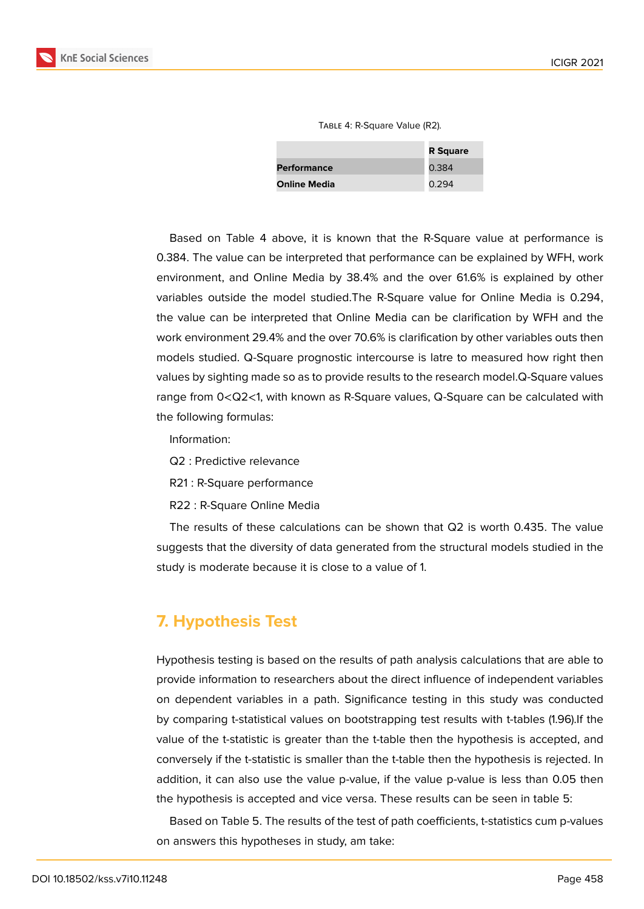Table 4: R-Square Value (R2).

| | R Square |
|---|---|
| **Performance** | 0.384 |
| **Online Media** | 0.294 |

Based on Table 4 above, it is known that the R-Square value at performance is 0.384. The value can be interpreted that performance can be explained by WFH, work environment, and Online Media by 38.4% and the over 61.6% is explained by other variables outside the model studied.The R-Square value for Online Media is 0.294, the value can be interpreted that Online Media can be clarification by WFH and the work environment 29.4% and the over 70.6% is clarification by other variables outs then models studied. Q-Square prognostic intercourse is latre to measured how right then values by sighting made so as to provide results to the research model.Q-Square values range from 0<Q2<1, with known as R-Square values, Q-Square can be calculated with the following formulas:

Information:

Q2 : Predictive relevance

R21 : R-Square performance

R22 : R-Square Online Media

The results of these calculations can be shown that Q2 is worth 0.435. The value suggests that the diversity of data generated from the structural models studied in the study is moderate because it is close to a value of 1.

## 7. Hypothesis Test

Hypothesis testing is based on the results of path analysis calculations that are able to provide information to researchers about the direct influence of independent variables on dependent variables in a path. Significance testing in this study was conducted by comparing t-statistical values on bootstrapping test results with t-tables (1.96).If the value of the t-statistic is greater than the t-table then the hypothesis is accepted, and conversely if the t-statistic is smaller than the t-table then the hypothesis is rejected. In addition, it can also use the value p-value, if the value p-value is less than 0.05 then the hypothesis is accepted and vice versa. These results can be seen in table 5:

Based on Table 5. The results of the test of path coefficients, t-statistics cum p-values on answers this hypotheses in study, am take: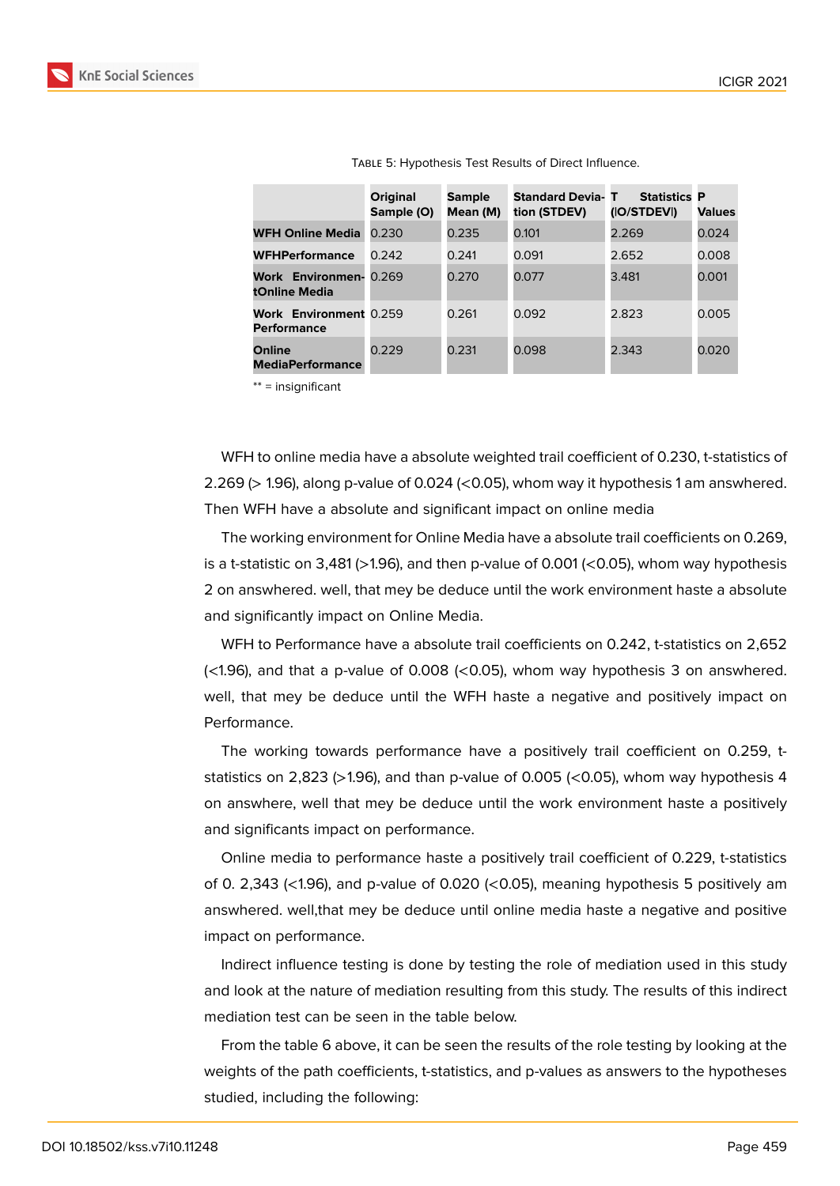Table 5: Hypothesis Test Results of Direct Influence.

| | Original Sample (O) | Sample Mean (M) | Standard Deviation (STDEV) | T Statistics (\|O/STDEV\|) | P Values |
|---|---|---|---|---|---|
| **WFH Online Media** | 0.230 | 0.235 | 0.101 | 2.269 | 0.024 |
| **WFHPerformance** | 0.242 | 0.241 | 0.091 | 2.652 | 0.008 |
| **Work EnvironmentOnline Media** | 0.269 | 0.270 | 0.077 | 3.481 | 0.001 |
| **Work Environment Performance** | 0.259 | 0.261 | 0.092 | 2.823 | 0.005 |
| **Online MediaPerformance** | 0.229 | 0.231 | 0.098 | 2.343 | 0.020 |

** = insignificant

WFH to online media have a absolute weighted trail coefficient of 0.230, t-statistics of 2.269 (> 1.96), along p-value of 0.024 (<0.05), whom way it hypothesis 1 am answhered. Then WFH have a absolute and significant impact on online media

The working environment for Online Media have a absolute trail coefficients on 0.269, is a t-statistic on 3,481 (>1.96), and then p-value of 0.001 (<0.05), whom way hypothesis 2 on answhered. well, that mey be deduce until the work environment haste a absolute and significantly impact on Online Media.

WFH to Performance have a absolute trail coefficients on 0.242, t-statistics on 2,652 (<1.96), and that a p-value of 0.008 (<0.05), whom way hypothesis 3 on answhered. well, that mey be deduce until the WFH haste a negative and positively impact on Performance.

The working towards performance have a positively trail coefficient on 0.259, t-statistics on 2,823 (>1.96), and than p-value of 0.005 (<0.05), whom way hypothesis 4 on answhere, well that mey be deduce until the work environment haste a positively and significants impact on performance.

Online media to performance haste a positively trail coefficient of 0.229, t-statistics of 0. 2,343 (<1.96), and p-value of 0.020 (<0.05), meaning hypothesis 5 positively am answhered. well,that mey be deduce until online media haste a negative and positive impact on performance.

Indirect influence testing is done by testing the role of mediation used in this study and look at the nature of mediation resulting from this study. The results of this indirect mediation test can be seen in the table below.

From the table 6 above, it can be seen the results of the role testing by looking at the weights of the path coefficients, t-statistics, and p-values as answers to the hypotheses studied, including the following: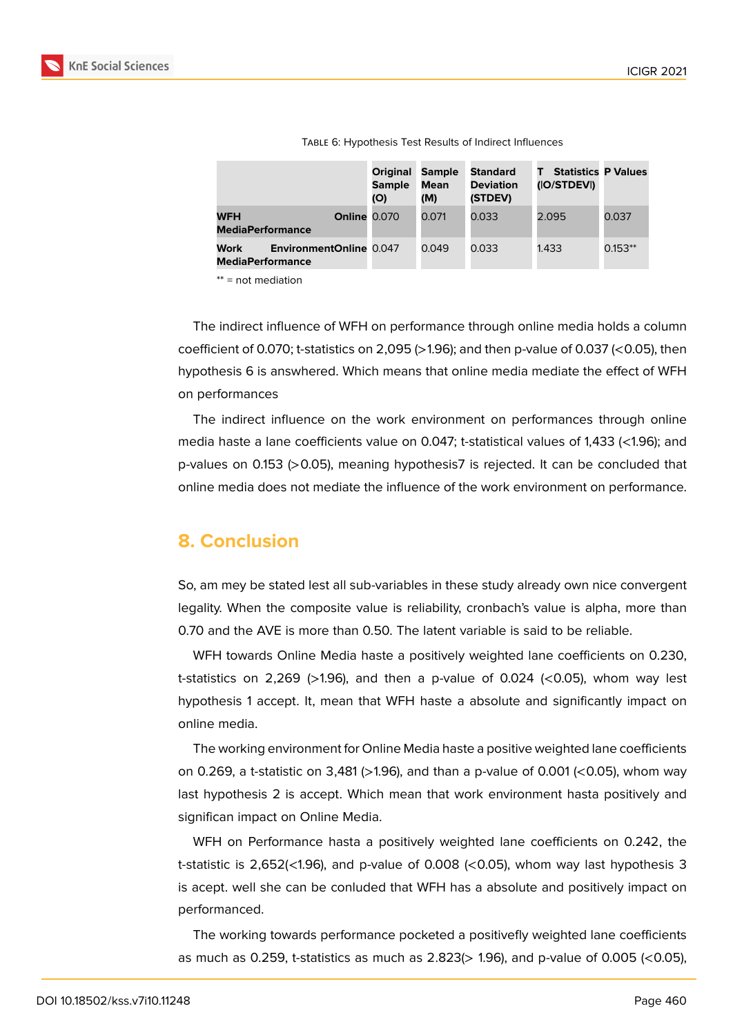Table 6: Hypothesis Test Results of Indirect Influences

| | Original Sample (O) | Sample Mean (M) | Standard Deviation (STDEV) | T Statistics (\|O/STDEV\|) | P Values |
|---|---|---|---|---|---|
| **WFH Online MediaPerformance** | 0.070 | 0.071 | 0.033 | 2.095 | 0.037 |
| **Work EnvironmentOnline MediaPerformance** | 0.047 | 0.049 | 0.033 | 1.433 | 0.153** |

** = not mediation

The indirect influence of WFH on performance through online media holds a column coefficient of 0.070; t-statistics on 2,095 (>1.96); and then p-value of 0.037 (<0.05), then hypothesis 6 is answhered. Which means that online media mediate the effect of WFH on performances

The indirect influence on the work environment on performances through online media haste a lane coefficients value on 0.047; t-statistical values of 1,433 (<1.96); and p-values on 0.153 (>0.05), meaning hypothesis7 is rejected. It can be concluded that online media does not mediate the influence of the work environment on performance.

## 8. Conclusion

So, am mey be stated lest all sub-variables in these study already own nice convergent legality. When the composite value is reliability, cronbach's value is alpha, more than 0.70 and the AVE is more than 0.50. The latent variable is said to be reliable.

WFH towards Online Media haste a positively weighted lane coefficients on 0.230, t-statistics on 2,269 (>1.96), and then a p-value of 0.024 (<0.05), whom way lest hypothesis 1 accept. It, mean that WFH haste a absolute and significantly impact on online media.

The working environment for Online Media haste a positive weighted lane coefficients on 0.269, a t-statistic on 3,481 (>1.96), and than a p-value of 0.001 (<0.05), whom way last hypothesis 2 is accept. Which mean that work environment hasta positively and significan impact on Online Media.

WFH on Performance hasta a positively weighted lane coefficients on 0.242, the t-statistic is 2,652(<1.96), and p-value of 0.008 (<0.05), whom way last hypothesis 3 is acept. well she can be conluded that WFH has a absolute and positively impact on performanced.

The working towards performance pocketed a positivefly weighted lane coefficients as much as 0.259, t-statistics as much as 2.823(> 1.96), and p-value of 0.005 (<0.05),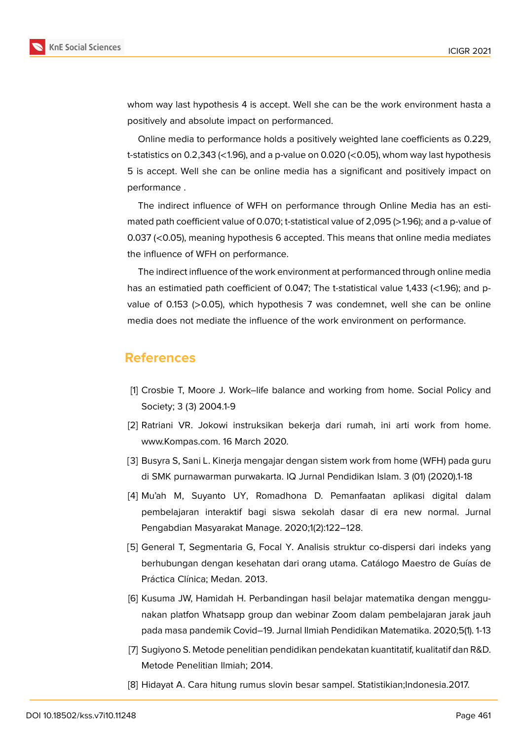whom way last hypothesis 4 is accept. Well she can be the work environment hasta a positively and absolute impact on performanced.

Online media to performance holds a positively weighted lane coefficients as 0.229, t-statistics on 0.2,343 (<1.96), and a p-value on 0.020 (<0.05), whom way last hypothesis 5 is accept. Well she can be online media has a significant and positively impact on performance .

The indirect influence of WFH on performance through Online Media has an estimated path coefficient value of 0.070; t-statistical value of 2,095 (>1.96); and a p-value of 0.037 (<0.05), meaning hypothesis 6 accepted. This means that online media mediates the influence of WFH on performance.

The indirect influence of the work environment at performanced through online media has an estimatied path coefficient of 0.047; The t-statistical value 1,433 (<1.96); and p-value of 0.153 (>0.05), which hypothesis 7 was condemnet, well she can be online media does not mediate the influence of the work environment on performance.

## References

[1] Crosbie T, Moore J. Work–life balance and working from home. Social Policy and Society; 3 (3) 2004.1-9

[2] Ratriani VR. Jokowi instruksikan bekerja dari rumah, ini arti work from home. www.Kompas.com. 16 March 2020.

[3] Busyra S, Sani L. Kinerja mengajar dengan sistem work from home (WFH) pada guru di SMK purnawarman purwakarta. IQ Jurnal Pendidikan Islam. 3 (01) (2020).1-18

[4] Mu'ah M, Suyanto UY, Romadhona D. Pemanfaatan aplikasi digital dalam pembelajaran interaktif bagi siswa sekolah dasar di era new normal. Jurnal Pengabdian Masyarakat Manage. 2020;1(2):122–128.

[5] General T, Segmentaria G, Focal Y. Analisis struktur co-dispersi dari indeks yang berhubungan dengan kesehatan dari orang utama. Catálogo Maestro de Guías de Práctica Clínica; Medan. 2013.

[6] Kusuma JW, Hamidah H. Perbandingan hasil belajar matematika dengan menggunakan platfon Whatsapp group dan webinar Zoom dalam pembelajaran jarak jauh pada masa pandemik Covid–19. Jurnal Ilmiah Pendidikan Matematika. 2020;5(1). 1-13

[7] Sugiyono S. Metode penelitian pendidikan pendekatan kuantitatif, kualitatif dan R&D. Metode Penelitian Ilmiah; 2014.

[8] Hidayat A. Cara hitung rumus slovin besar sampel. Statistikian;Indonesia.2017.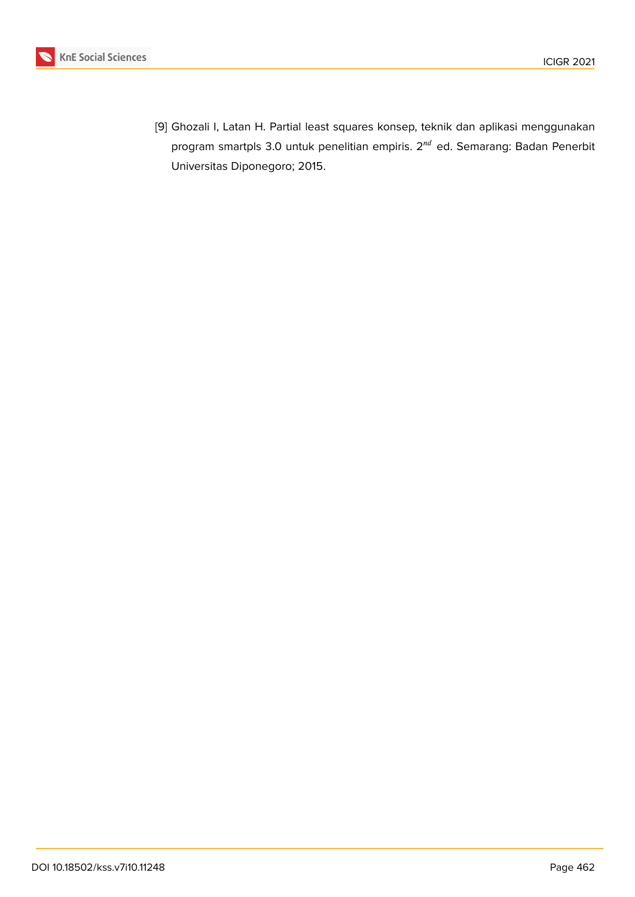[9] Ghozali I, Latan H. Partial least squares konsep, teknik dan aplikasi menggunakan program smartpls 3.0 untuk penelitian empiris. $2^{nd}$ ed. Semarang: Badan Penerbit Universitas Diponegoro; 2015.